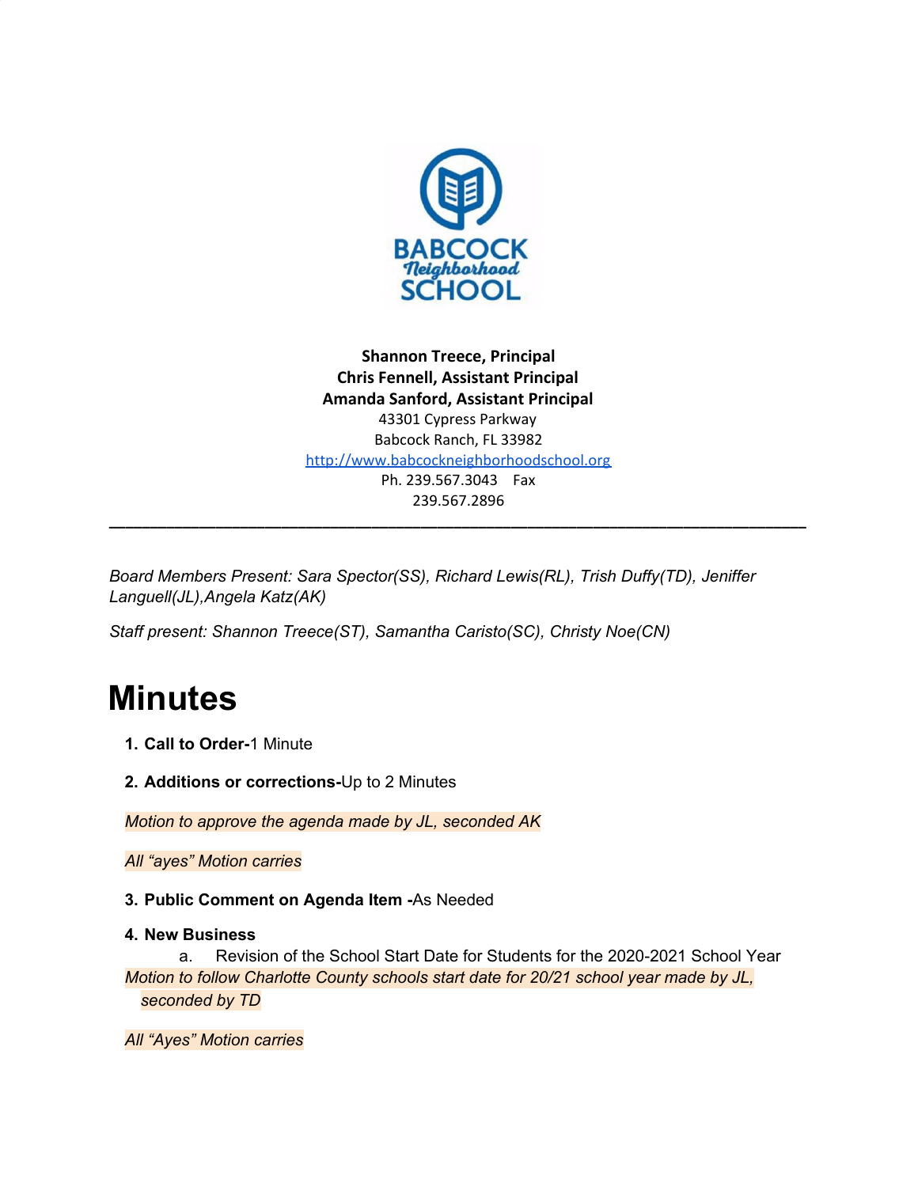**Shannon Treece, Principal**
**Chris Fennell, Assistant Principal**
**Amanda Sanford, Assistant Principal**
43301 Cypress Parkway
Babcock Ranch, FL 33982
[http://www.babcockneighborhoodschool.org](http://www.babcockneighborhoodschool.org)
Ph. 239.567.3043 Fax
239.567.2896

---

*Board Members Present: Sara Spector(SS), Richard Lewis(RL), Trish Duffy(TD), Jeniffer Languell(JL),Angela Katz(AK)*

*Staff present: Shannon Treece(ST), Samantha Caristo(SC), Christy Noe(CN)*

# Minutes

1. **Call to Order-**1 Minute

2. **Additions or corrections-**Up to 2 Minutes

*Motion to approve the agenda made by JL, seconded AK*

*All "ayes" Motion carries*

3. **Public Comment on Agenda Item -**As Needed

4. **New Business**
   a. Revision of the School Start Date for Students for the 2020-2021 School Year

*Motion to follow Charlotte County schools start date for 20/21 school year made by JL, seconded by TD*

*All "Ayes" Motion carries*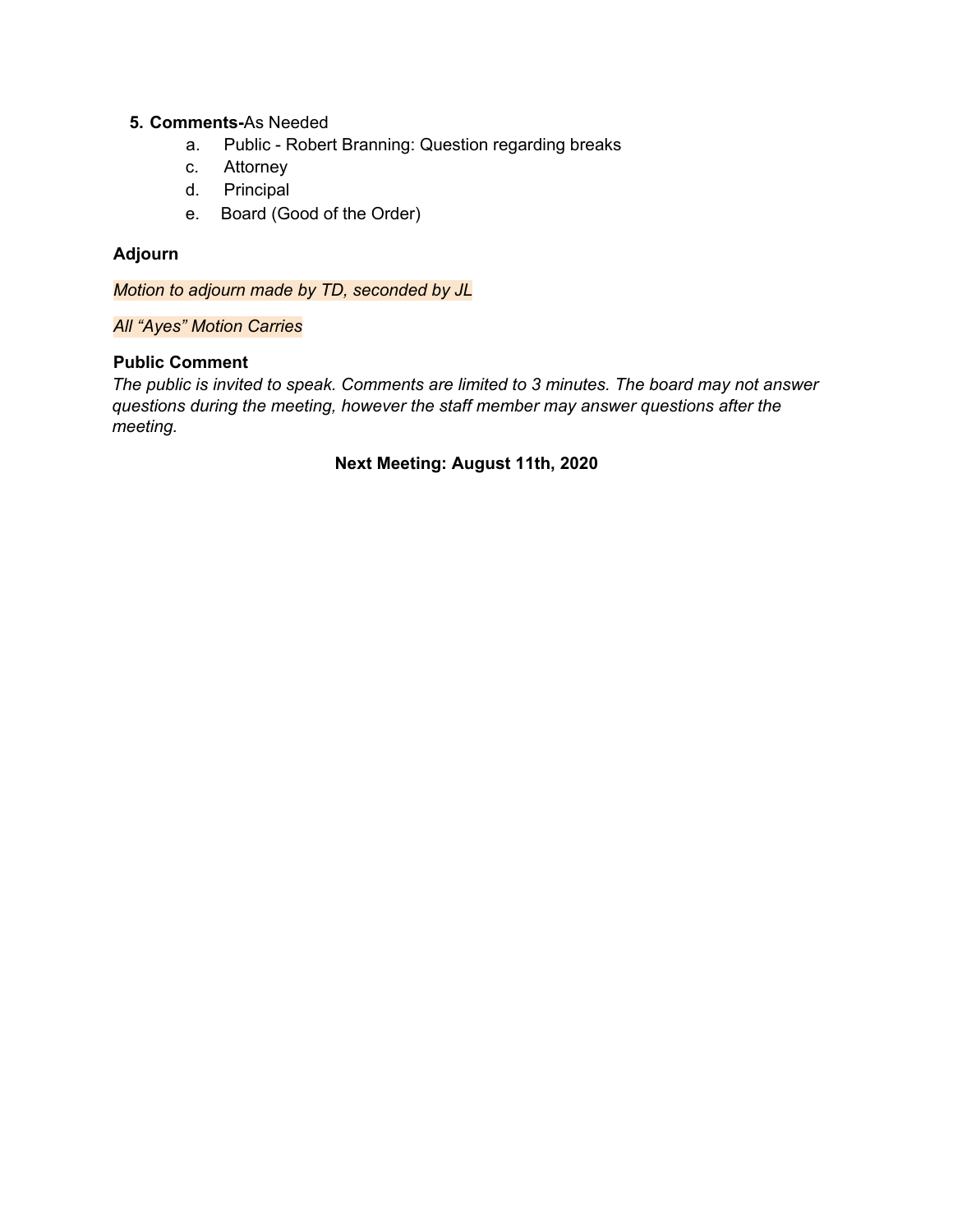5. **Comments-**As Needed
   a. Public - Robert Branning: Question regarding breaks
   c. Attorney
   d. Principal
   e. Board (Good of the Order)

**Adjourn**

*Motion to adjourn made by TD, seconded by JL*

*All "Ayes" Motion Carries*

**Public Comment**

*The public is invited to speak. Comments are limited to 3 minutes. The board may not answer questions during the meeting, however the staff member may answer questions after the meeting.*

**Next Meeting: August 11th, 2020**